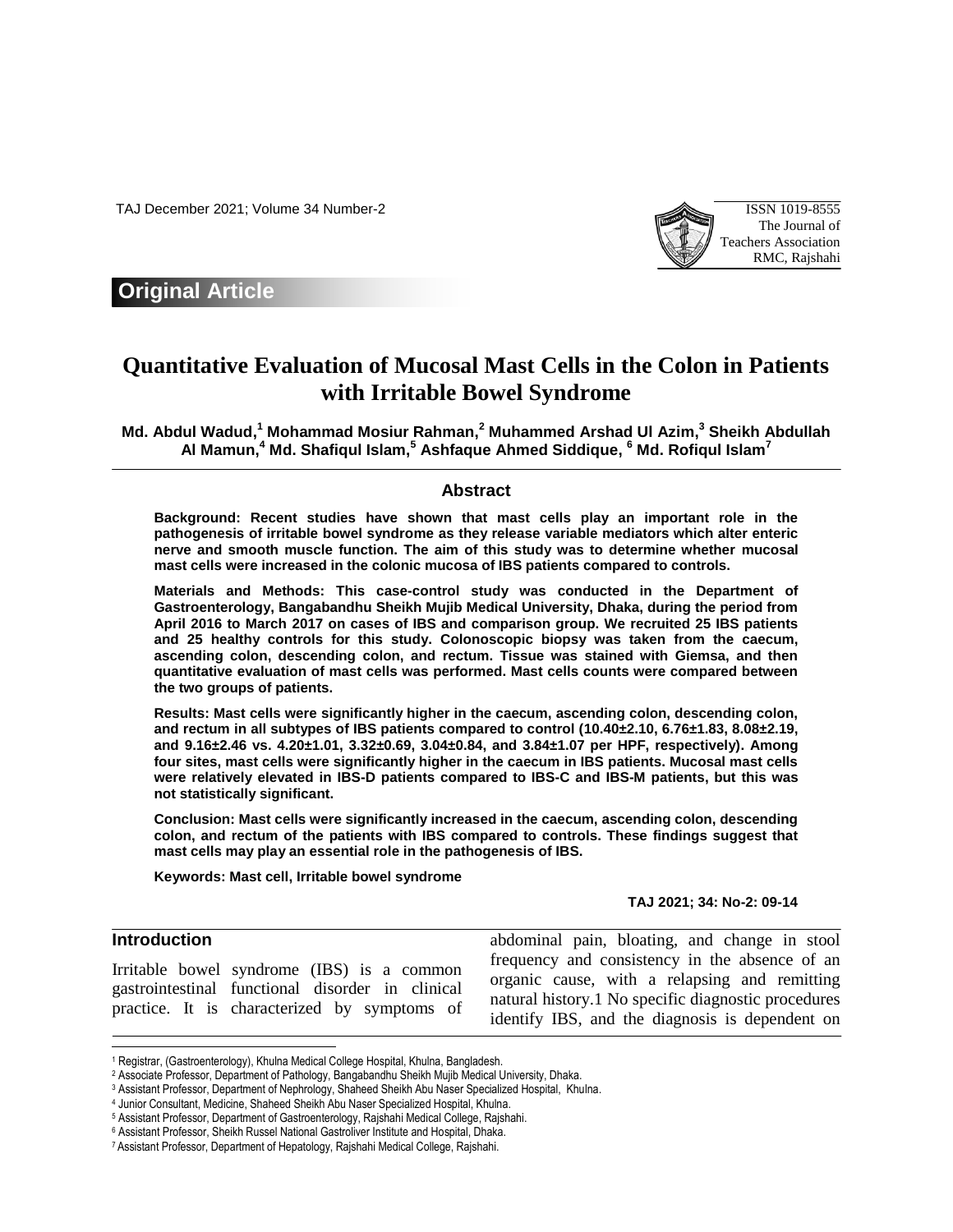Original Article

# Quantitative Evaluation of Mucosal Mast Cells in the Colon in Patients with Irritable Bowel Syndrome

**Md. Abdul Wadud,[1] Mohammad Mosiur Rahman,[2] Muhammed Arshad Ul Azim,[3] Sheikh Abdullah Al Mamun,[4] Md. Shafiqul Islam,[5] Ashfaque Ahmed Siddique, [6] Md. Rofiqul Islam[7]**

## Abstract

**Background: Recent studies have shown that mast cells play an important role in the pathogenesis of irritable bowel syndrome as they release variable mediators which alter enteric nerve and smooth muscle function. The aim of this study was to determine whether mucosal mast cells were increased in the colonic mucosa of IBS patients compared to controls.**

**Materials and Methods: This case-control study was conducted in the Department of Gastroenterology, Bangabandhu Sheikh Mujib Medical University, Dhaka, during the period from April 2016 to March 2017 on cases of IBS and comparison group. We recruited 25 IBS patients and 25 healthy controls for this study. Colonoscopic biopsy was taken from the caecum, ascending colon, descending colon, and rectum. Tissue was stained with Giemsa, and then quantitative evaluation of mast cells was performed. Mast cells counts were compared between the two groups of patients.**

**Results: Mast cells were significantly higher in the caecum, ascending colon, descending colon, and rectum in all subtypes of IBS patients compared to control (10.40±2.10, 6.76±1.83, 8.08±2.19, and 9.16±2.46 vs. 4.20±1.01, 3.32±0.69, 3.04±0.84, and 3.84±1.07 per HPF, respectively). Among four sites, mast cells were significantly higher in the caecum in IBS patients. Mucosal mast cells were relatively elevated in IBS-D patients compared to IBS-C and IBS-M patients, but this was not statistically significant.**

**Conclusion: Mast cells were significantly increased in the caecum, ascending colon, descending colon, and rectum of the patients with IBS compared to controls. These findings suggest that mast cells may play an essential role in the pathogenesis of IBS.**

**Keywords: Mast cell, Irritable bowel syndrome**

**TAJ 2021; 34: No-2: 09-14**

## Introduction

Irritable bowel syndrome (IBS) is a common gastrointestinal functional disorder in clinical practice. It is characterized by symptoms of abdominal pain, bloating, and change in stool frequency and consistency in the absence of an organic cause, with a relapsing and remitting natural history.1 No specific diagnostic procedures identify IBS, and the diagnosis is dependent on

---

[1] Registrar, (Gastroenterology), Khulna Medical College Hospital, Khulna, Bangladesh.
[2] Associate Professor, Department of Pathology, Bangabandhu Sheikh Mujib Medical University, Dhaka.
[3] Assistant Professor, Department of Nephrology, Shaheed Sheikh Abu Naser Specialized Hospital, Khulna.
[4] Junior Consultant, Medicine, Shaheed Sheikh Abu Naser Specialized Hospital, Khulna.
[5] Assistant Professor, Department of Gastroenterology, Rajshahi Medical College, Rajshahi.
[6] Assistant Professor, Sheikh Russel National Gastroliver Institute and Hospital, Dhaka.
[7] Assistant Professor, Department of Hepatology, Rajshahi Medical College, Rajshahi.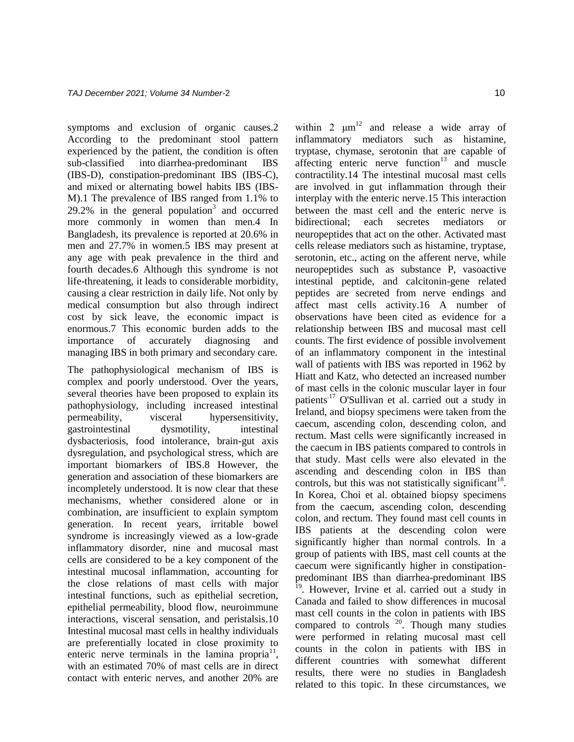symptoms and exclusion of organic causes.2 According to the predominant stool pattern experienced by the patient, the condition is often sub-classified into diarrhea-predominant IBS (IBS-D), constipation-predominant IBS (IBS-C), and mixed or alternating bowel habits IBS (IBS-M).1 The prevalence of IBS ranged from 1.1% to 29.2% in the general population[3] and occurred more commonly in women than men.4 In Bangladesh, its prevalence is reported at 20.6% in men and 27.7% in women.5 IBS may present at any age with peak prevalence in the third and fourth decades.6 Although this syndrome is not life-threatening, it leads to considerable morbidity, causing a clear restriction in daily life. Not only by medical consumption but also through indirect cost by sick leave, the economic impact is enormous.7 This economic burden adds to the importance of accurately diagnosing and managing IBS in both primary and secondary care.

The pathophysiological mechanism of IBS is complex and poorly understood. Over the years, several theories have been proposed to explain its pathophysiology, including increased intestinal permeability, visceral hypersensitivity, gastrointestinal dysmotility, intestinal dysbacteriosis, food intolerance, brain-gut axis dysregulation, and psychological stress, which are important biomarkers of IBS.8 However, the generation and association of these biomarkers are incompletely understood. It is now clear that these mechanisms, whether considered alone or in combination, are insufficient to explain symptom generation. In recent years, irritable bowel syndrome is increasingly viewed as a low-grade inflammatory disorder, nine and mucosal mast cells are considered to be a key component of the intestinal mucosal inflammation, accounting for the close relations of mast cells with major intestinal functions, such as epithelial secretion, epithelial permeability, blood flow, neuroimmune interactions, visceral sensation, and peristalsis.10 Intestinal mucosal mast cells in healthy individuals are preferentially located in close proximity to enteric nerve terminals in the lamina propria[11], with an estimated 70% of mast cells are in direct contact with enteric nerves, and another 20% are within 2 μm[12] and release a wide array of inflammatory mediators such as histamine, tryptase, chymase, serotonin that are capable of affecting enteric nerve function[13] and muscle contractility.14 The intestinal mucosal mast cells are involved in gut inflammation through their interplay with the enteric nerve.15 This interaction between the mast cell and the enteric nerve is bidirectional; each secretes mediators or neuropeptides that act on the other. Activated mast cells release mediators such as histamine, tryptase, serotonin, etc., acting on the afferent nerve, while neuropeptides such as substance P, vasoactive intestinal peptide, and calcitonin-gene related peptides are secreted from nerve endings and affect mast cells activity.16 A number of observations have been cited as evidence for a relationship between IBS and mucosal mast cell counts. The first evidence of possible involvement of an inflammatory component in the intestinal wall of patients with IBS was reported in 1962 by Hiatt and Katz, who detected an increased number of mast cells in the colonic muscular layer in four patients[17] O'Sullivan et al. carried out a study in Ireland, and biopsy specimens were taken from the caecum, ascending colon, descending colon, and rectum. Mast cells were significantly increased in the caecum in IBS patients compared to controls in that study. Mast cells were also elevated in the ascending and descending colon in IBS than controls, but this was not statistically significant[18]. In Korea, Choi et al. obtained biopsy specimens from the caecum, ascending colon, descending colon, and rectum. They found mast cell counts in IBS patients at the descending colon were significantly higher than normal controls. In a group of patients with IBS, mast cell counts at the caecum were significantly higher in constipation-predominant IBS than diarrhea-predominant IBS [19]. However, Irvine et al. carried out a study in Canada and failed to show differences in mucosal mast cell counts in the colon in patients with IBS compared to controls [20]. Though many studies were performed in relating mucosal mast cell counts in the colon in patients with IBS in different countries with somewhat different results, there were no studies in Bangladesh related to this topic. In these circumstances, we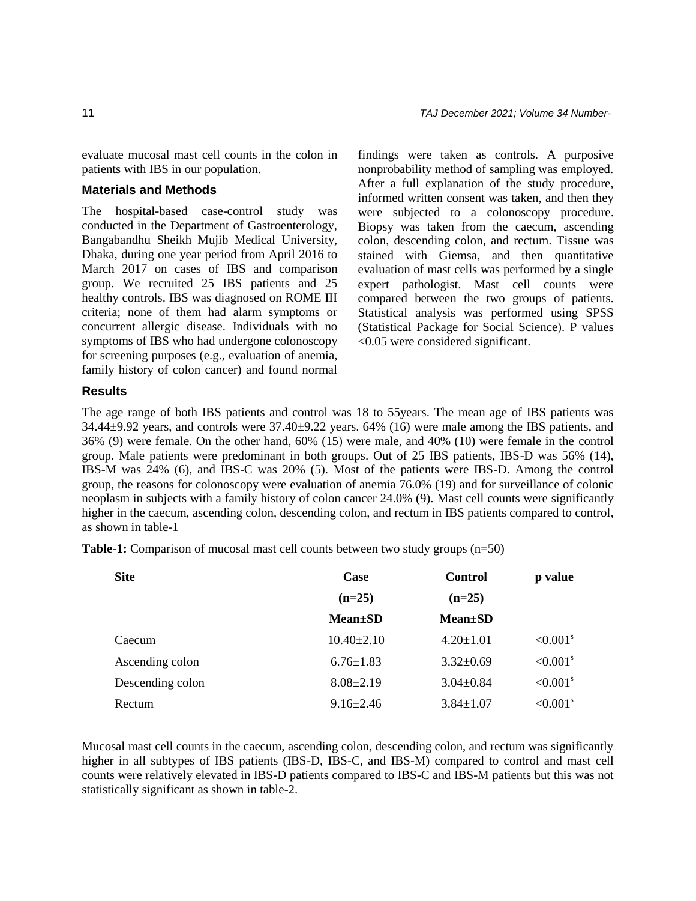evaluate mucosal mast cell counts in the colon in patients with IBS in our population.

## Materials and Methods

The hospital-based case-control study was conducted in the Department of Gastroenterology, Bangabandhu Sheikh Mujib Medical University, Dhaka, during one year period from April 2016 to March 2017 on cases of IBS and comparison group. We recruited 25 IBS patients and 25 healthy controls. IBS was diagnosed on ROME III criteria; none of them had alarm symptoms or concurrent allergic disease. Individuals with no symptoms of IBS who had undergone colonoscopy for screening purposes (e.g., evaluation of anemia, family history of colon cancer) and found normal findings were taken as controls. A purposive nonprobability method of sampling was employed. After a full explanation of the study procedure, informed written consent was taken, and then they were subjected to a colonoscopy procedure. Biopsy was taken from the caecum, ascending colon, descending colon, and rectum. Tissue was stained with Giemsa, and then quantitative evaluation of mast cells was performed by a single expert pathologist. Mast cell counts were compared between the two groups of patients. Statistical analysis was performed using SPSS (Statistical Package for Social Science). P values <0.05 were considered significant.

## Results

The age range of both IBS patients and control was 18 to 55years. The mean age of IBS patients was 34.44±9.92 years, and controls were 37.40±9.22 years. 64% (16) were male among the IBS patients, and 36% (9) were female. On the other hand, 60% (15) were male, and 40% (10) were female in the control group. Male patients were predominant in both groups. Out of 25 IBS patients, IBS-D was 56% (14), IBS-M was 24% (6), and IBS-C was 20% (5). Most of the patients were IBS-D. Among the control group, the reasons for colonoscopy were evaluation of anemia 76.0% (19) and for surveillance of colonic neoplasm in subjects with a family history of colon cancer 24.0% (9). Mast cell counts were significantly higher in the caecum, ascending colon, descending colon, and rectum in IBS patients compared to control, as shown in table-1

**Table-1:** Comparison of mucosal mast cell counts between two study groups (n=50)

| Site | Case (n=25) Mean±SD | Control (n=25) Mean±SD | p value |
|---|---|---|---|
| Caecum | 10.40±2.10 | 4.20±1.01 | <0.001[s] |
| Ascending colon | 6.76±1.83 | 3.32±0.69 | <0.001[s] |
| Descending colon | 8.08±2.19 | 3.04±0.84 | <0.001[s] |
| Rectum | 9.16±2.46 | 3.84±1.07 | <0.001[s] |

Mucosal mast cell counts in the caecum, ascending colon, descending colon, and rectum was significantly higher in all subtypes of IBS patients (IBS-D, IBS-C, and IBS-M) compared to control and mast cell counts were relatively elevated in IBS-D patients compared to IBS-C and IBS-M patients but this was not statistically significant as shown in table-2.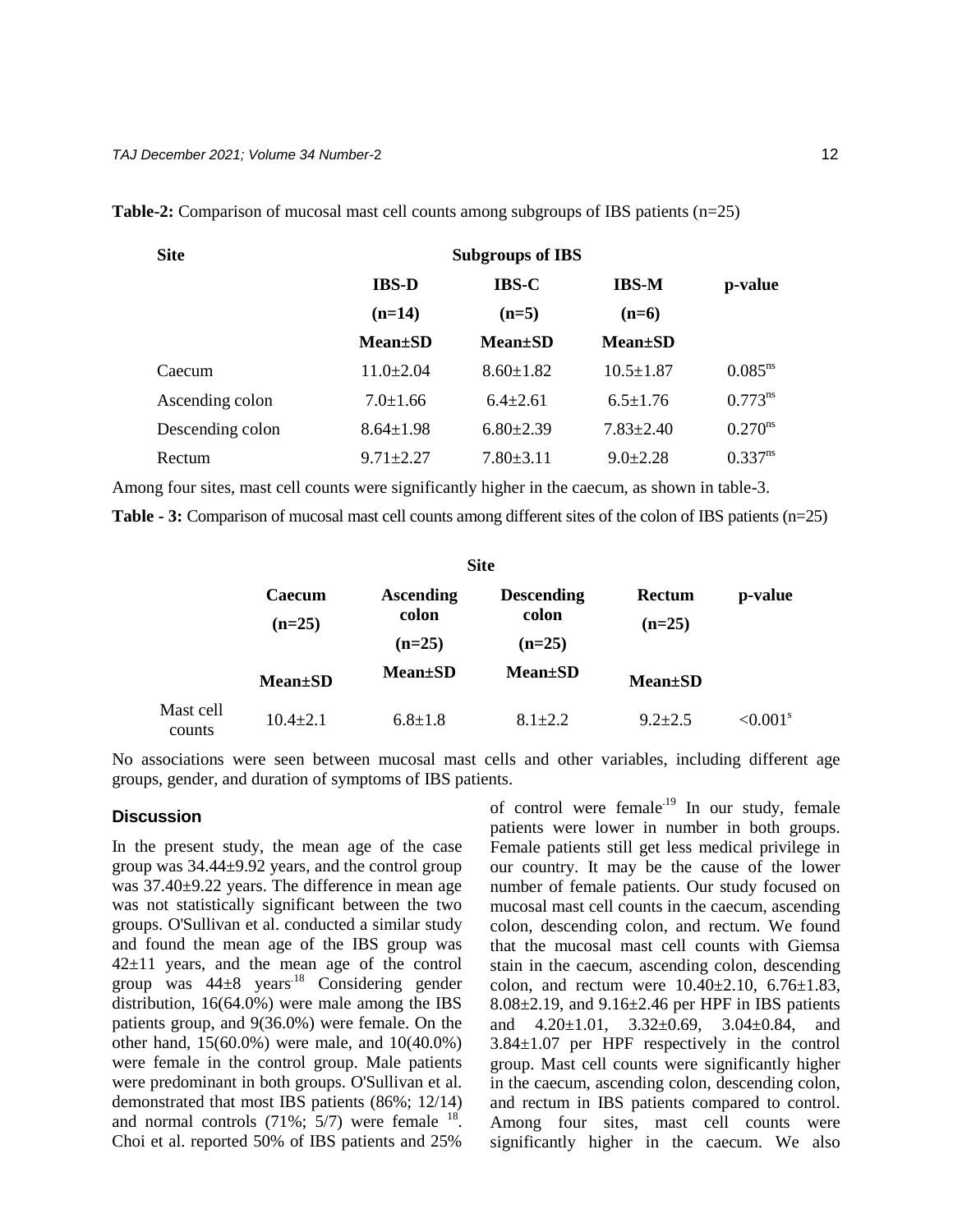**Table-2:** Comparison of mucosal mast cell counts among subgroups of IBS patients (n=25)

| Site | Subgroups of IBS | | | |
|---|---|---|---|---|
| | IBS-D (n=14) Mean±SD | IBS-C (n=5) Mean±SD | IBS-M (n=6) Mean±SD | p-value |
| Caecum | 11.0±2.04 | 8.60±1.82 | 10.5±1.87 | 0.085[ns] |
| Ascending colon | 7.0±1.66 | 6.4±2.61 | 6.5±1.76 | 0.773[ns] |
| Descending colon | 8.64±1.98 | 6.80±2.39 | 7.83±2.40 | 0.270[ns] |
| Rectum | 9.71±2.27 | 7.80±3.11 | 9.0±2.28 | 0.337[ns] |

Among four sites, mast cell counts were significantly higher in the caecum, as shown in table-3.

**Table - 3:** Comparison of mucosal mast cell counts among different sites of the colon of IBS patients (n=25)

| | Site | | | | |
|---|---|---|---|---|---|
| | Caecum (n=25) Mean±SD | Ascending colon (n=25) Mean±SD | Descending colon (n=25) Mean±SD | Rectum (n=25) Mean±SD | p-value |
| Mast cell counts | 10.4±2.1 | 6.8±1.8 | 8.1±2.2 | 9.2±2.5 | <0.001[s] |

No associations were seen between mucosal mast cells and other variables, including different age groups, gender, and duration of symptoms of IBS patients.

## Discussion

In the present study, the mean age of the case group was 34.44±9.92 years, and the control group was 37.40±9.22 years. The difference in mean age was not statistically significant between the two groups. O'Sullivan et al. conducted a similar study and found the mean age of the IBS group was 42±11 years, and the mean age of the control group was 44±8 years[18] Considering gender distribution, 16(64.0%) were male among the IBS patients group, and 9(36.0%) were female. On the other hand, 15(60.0%) were male, and 10(40.0%) were female in the control group. Male patients were predominant in both groups. O'Sullivan et al. demonstrated that most IBS patients (86%; 12/14) and normal controls (71%; 5/7) were female [18]. Choi et al. reported 50% of IBS patients and 25% of control were female[19] In our study, female patients were lower in number in both groups. Female patients still get less medical privilege in our country. It may be the cause of the lower number of female patients. Our study focused on mucosal mast cell counts in the caecum, ascending colon, descending colon, and rectum. We found that the mucosal mast cell counts with Giemsa stain in the caecum, ascending colon, descending colon, and rectum were 10.40±2.10, 6.76±1.83, 8.08±2.19, and 9.16±2.46 per HPF in IBS patients and 4.20±1.01, 3.32±0.69, 3.04±0.84, and 3.84±1.07 per HPF respectively in the control group. Mast cell counts were significantly higher in the caecum, ascending colon, descending colon, and rectum in IBS patients compared to control. Among four sites, mast cell counts were significantly higher in the caecum. We also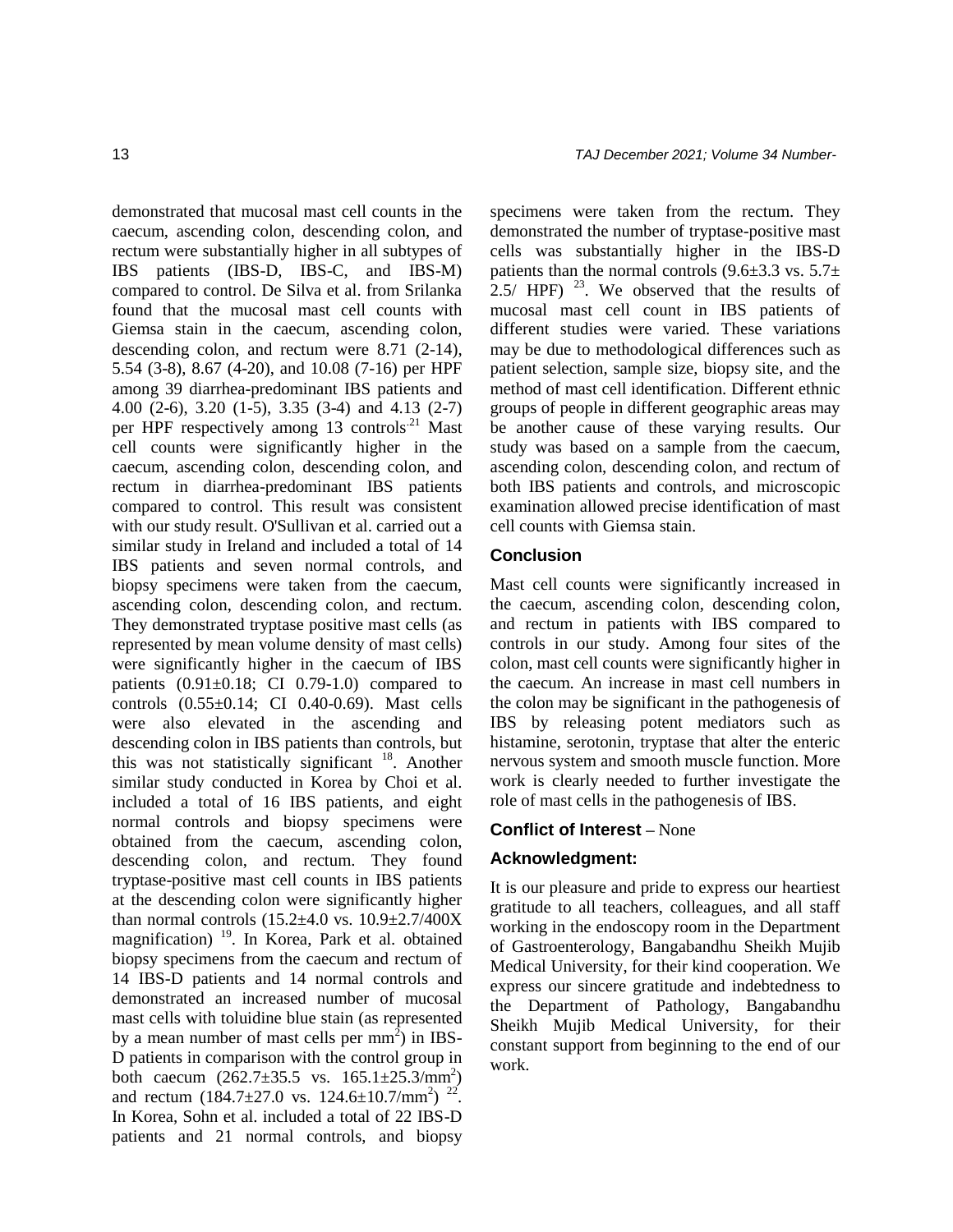demonstrated that mucosal mast cell counts in the caecum, ascending colon, descending colon, and rectum were substantially higher in all subtypes of IBS patients (IBS-D, IBS-C, and IBS-M) compared to control. De Silva et al. from Srilanka found that the mucosal mast cell counts with Giemsa stain in the caecum, ascending colon, descending colon, and rectum were 8.71 (2-14), 5.54 (3-8), 8.67 (4-20), and 10.08 (7-16) per HPF among 39 diarrhea-predominant IBS patients and 4.00 (2-6), 3.20 (1-5), 3.35 (3-4) and 4.13 (2-7) per HPF respectively among 13 controls[21] Mast cell counts were significantly higher in the caecum, ascending colon, descending colon, and rectum in diarrhea-predominant IBS patients compared to control. This result was consistent with our study result. O'Sullivan et al. carried out a similar study in Ireland and included a total of 14 IBS patients and seven normal controls, and biopsy specimens were taken from the caecum, ascending colon, descending colon, and rectum. They demonstrated tryptase positive mast cells (as represented by mean volume density of mast cells) were significantly higher in the caecum of IBS patients (0.91±0.18; CI 0.79-1.0) compared to controls (0.55±0.14; CI 0.40-0.69). Mast cells were also elevated in the ascending and descending colon in IBS patients than controls, but this was not statistically significant [18]. Another similar study conducted in Korea by Choi et al. included a total of 16 IBS patients, and eight normal controls and biopsy specimens were obtained from the caecum, ascending colon, descending colon, and rectum. They found tryptase-positive mast cell counts in IBS patients at the descending colon were significantly higher than normal controls (15.2±4.0 vs. 10.9±2.7/400X magnification) [19]. In Korea, Park et al. obtained biopsy specimens from the caecum and rectum of 14 IBS-D patients and 14 normal controls and demonstrated an increased number of mucosal mast cells with toluidine blue stain (as represented by a mean number of mast cells per $mm^2$) in IBS-D patients in comparison with the control group in both caecum (262.7±35.5 vs. 165.1±25.3/$mm^2$) and rectum (184.7±27.0 vs. 124.6±10.7/$mm^2$) [22]. In Korea, Sohn et al. included a total of 22 IBS-D patients and 21 normal controls, and biopsy specimens were taken from the rectum. They demonstrated the number of tryptase-positive mast cells was substantially higher in the IBS-D patients than the normal controls (9.6±3.3 vs. 5.7± 2.5/ HPF) [23]. We observed that the results of mucosal mast cell count in IBS patients of different studies were varied. These variations may be due to methodological differences such as patient selection, sample size, biopsy site, and the method of mast cell identification. Different ethnic groups of people in different geographic areas may be another cause of these varying results. Our study was based on a sample from the caecum, ascending colon, descending colon, and rectum of both IBS patients and controls, and microscopic examination allowed precise identification of mast cell counts with Giemsa stain.

## Conclusion

Mast cell counts were significantly increased in the caecum, ascending colon, descending colon, and rectum in patients with IBS compared to controls in our study. Among four sites of the colon, mast cell counts were significantly higher in the caecum. An increase in mast cell numbers in the colon may be significant in the pathogenesis of IBS by releasing potent mediators such as histamine, serotonin, tryptase that alter the enteric nervous system and smooth muscle function. More work is clearly needed to further investigate the role of mast cells in the pathogenesis of IBS.

**Conflict of Interest** – None

## Acknowledgment:

It is our pleasure and pride to express our heartiest gratitude to all teachers, colleagues, and all staff working in the endoscopy room in the Department of Gastroenterology, Bangabandhu Sheikh Mujib Medical University, for their kind cooperation. We express our sincere gratitude and indebtedness to the Department of Pathology, Bangabandhu Sheikh Mujib Medical University, for their constant support from beginning to the end of our work.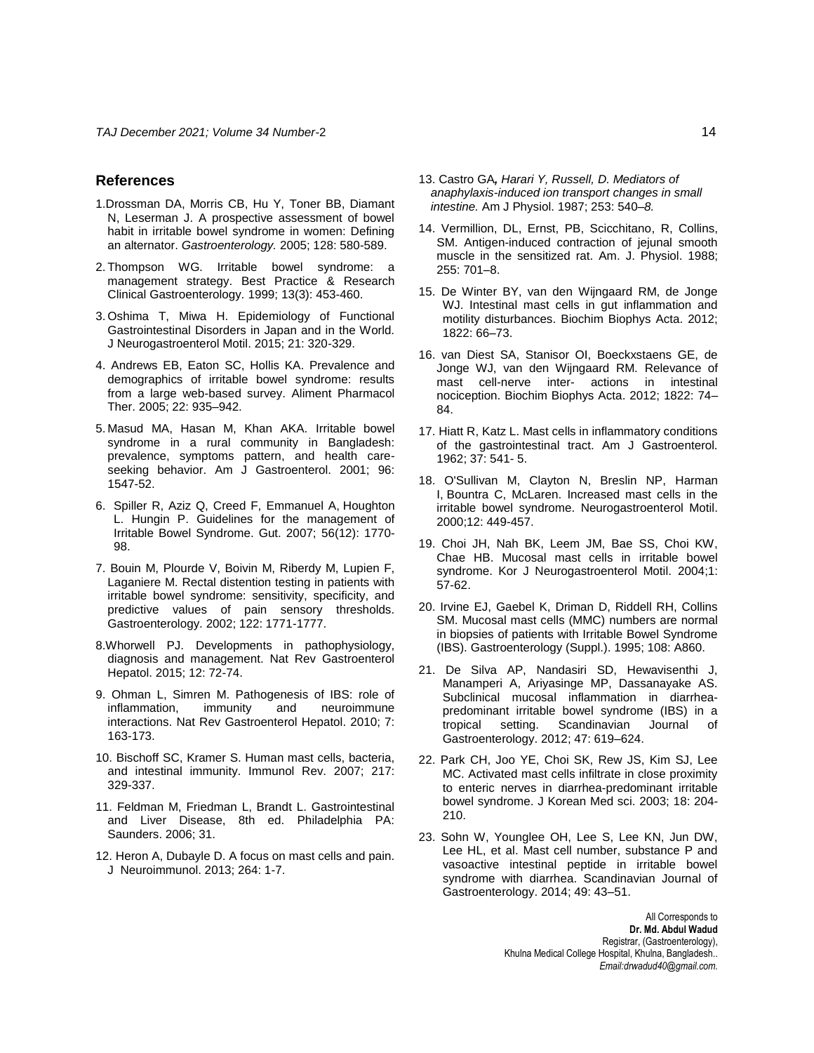## References

1.Drossman DA, Morris CB, Hu Y, Toner BB, Diamant N, Leserman J. A prospective assessment of bowel habit in irritable bowel syndrome in women: Defining an alternator. *Gastroenterology.* 2005; 128: 580-589.

2. Thompson WG. Irritable bowel syndrome: a management strategy. Best Practice & Research Clinical Gastroenterology. 1999; 13(3): 453-460.

3. Oshima T, Miwa H. Epidemiology of Functional Gastrointestinal Disorders in Japan and in the World. J Neurogastroenterol Motil. 2015; 21: 320-329.

4. Andrews EB, Eaton SC, Hollis KA. Prevalence and demographics of irritable bowel syndrome: results from a large web-based survey. Aliment Pharmacol Ther. 2005; 22: 935–942.

5. Masud MA, Hasan M, Khan AKA. Irritable bowel syndrome in a rural community in Bangladesh: prevalence, symptoms pattern, and health care-seeking behavior. Am J Gastroenterol. 2001; 96: 1547-52.

6. Spiller R, Aziz Q, Creed F, Emmanuel A, Houghton L. Hungin P. Guidelines for the management of Irritable Bowel Syndrome. Gut. 2007; 56(12): 1770-98.

7. Bouin M, Plourde V, Boivin M, Riberdy M, Lupien F, Laganiere M. Rectal distention testing in patients with irritable bowel syndrome: sensitivity, specificity, and predictive values of pain sensory thresholds. Gastroenterology. 2002; 122: 1771-1777.

8.Whorwell PJ. Developments in pathophysiology, diagnosis and management. Nat Rev Gastroenterol Hepatol. 2015; 12: 72-74.

9. Ohman L, Simren M. Pathogenesis of IBS: role of inflammation, immunity and neuroimmune interactions. Nat Rev Gastroenterol Hepatol. 2010; 7: 163-173.

10. Bischoff SC, Kramer S. Human mast cells, bacteria, and intestinal immunity. Immunol Rev. 2007; 217: 329-337.

11. Feldman M, Friedman L, Brandt L. Gastrointestinal and Liver Disease, 8th ed. Philadelphia PA: Saunders. 2006; 31.

12. Heron A, Dubayle D. A focus on mast cells and pain. J Neuroimmunol. 2013; 264: 1-7.

13. Castro GA**,** *Harari Y, Russell, D. Mediators of anaphylaxis-induced ion transport changes in small intestine.* Am J Physiol. 1987; 253: 540*–8.*

14. Vermillion, DL, Ernst, PB, Scicchitano, R, Collins, SM. Antigen-induced contraction of jejunal smooth muscle in the sensitized rat. Am. J. Physiol. 1988; 255: 701–8.

15. De Winter BY, van den Wijngaard RM, de Jonge WJ. Intestinal mast cells in gut inflammation and motility disturbances. Biochim Biophys Acta. 2012; 1822: 66–73.

16. van Diest SA, Stanisor OI, Boeckxstaens GE, de Jonge WJ, van den Wijngaard RM. Relevance of mast cell-nerve inter- actions in intestinal nociception. Biochim Biophys Acta. 2012; 1822: 74–84.

17. Hiatt R, Katz L. Mast cells in inflammatory conditions of the gastrointestinal tract. Am J Gastroenterol. 1962; 37: 541- 5.

18. O'Sullivan M, Clayton N, Breslin NP, Harman I, Bountra C, McLaren. Increased mast cells in the irritable bowel syndrome. Neurogastroenterol Motil. 2000;12: 449-457.

19. Choi JH, Nah BK, Leem JM, Bae SS, Choi KW, Chae HB. Mucosal mast cells in irritable bowel syndrome. Kor J Neurogastroenterol Motil. 2004;1: 57-62.

20. Irvine EJ, Gaebel K, Driman D, Riddell RH, Collins SM. Mucosal mast cells (MMC) numbers are normal in biopsies of patients with Irritable Bowel Syndrome (IBS). Gastroenterology (Suppl.). 1995; 108: A860.

21. De Silva AP, Nandasiri SD, Hewavisenthi J, Manamperi A, Ariyasinge MP, Dassanayake AS. Subclinical mucosal inflammation in diarrhea-predominant irritable bowel syndrome (IBS) in a tropical setting. Scandinavian Journal of Gastroenterology. 2012; 47: 619–624.

22. Park CH, Joo YE, Choi SK, Rew JS, Kim SJ, Lee MC. Activated mast cells infiltrate in close proximity to enteric nerves in diarrhea-predominant irritable bowel syndrome. J Korean Med sci. 2003; 18: 204-210.

23. Sohn W, Younglee OH, Lee S, Lee KN, Jun DW, Lee HL, et al. Mast cell number, substance P and vasoactive intestinal peptide in irritable bowel syndrome with diarrhea. Scandinavian Journal of Gastroenterology. 2014; 49: 43–51.

All Corresponds to
**Dr. Md. Abdul Wadud**
Registrar, (Gastroenterology),
Khulna Medical College Hospital, Khulna, Bangladesh..
*Email:drwadud40@gmail.com.*